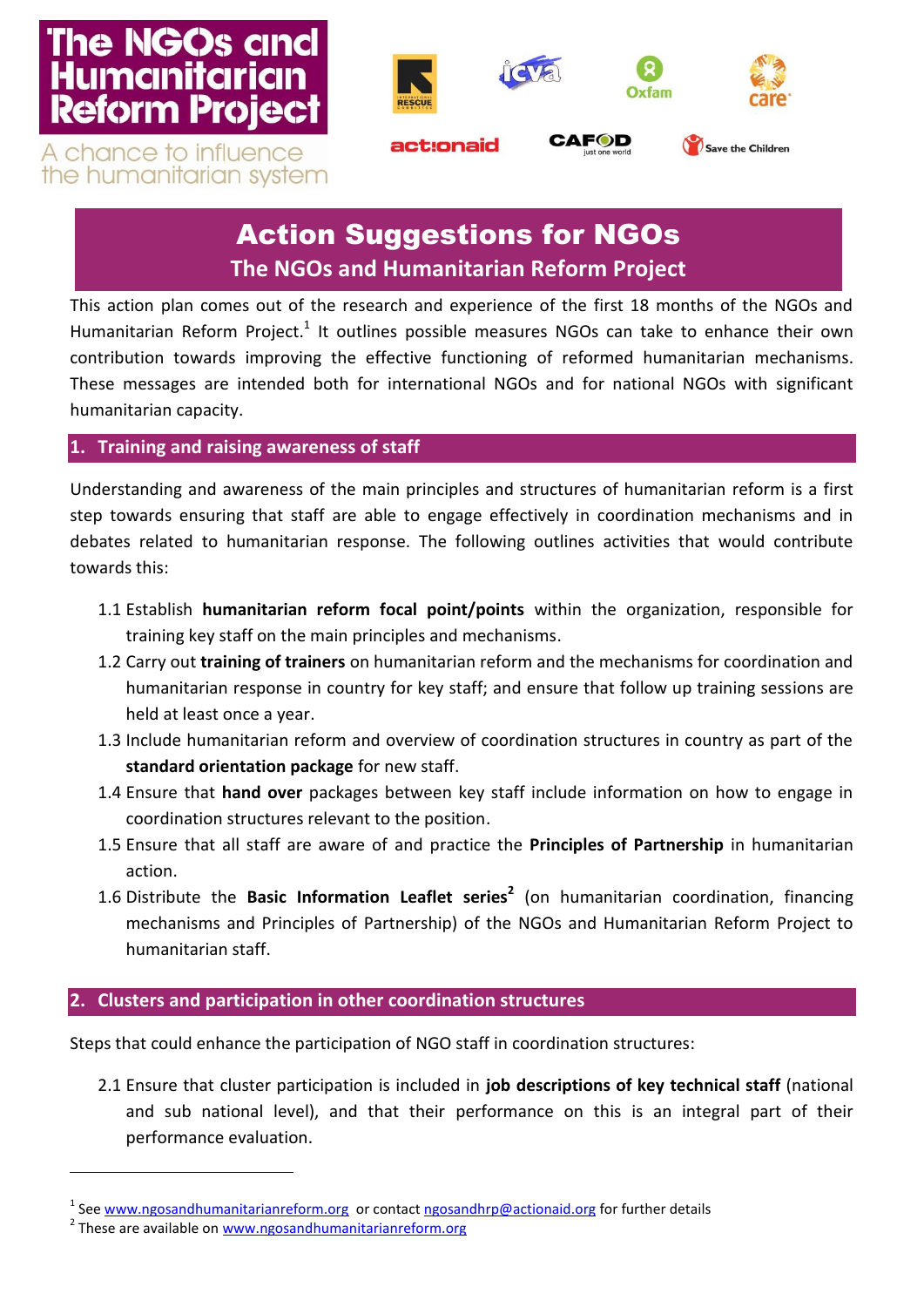# The NGOs and Humanitarian Reform Project

A chance to influence the humanitarian system

## Action Suggestions for NGOs

### The NGOs and Humanitarian Reform Project

This action plan comes out of the research and experience of the first 18 months of the NGOs and Humanitarian Reform Project.[1] It outlines possible measures NGOs can take to enhance their own contribution towards improving the effective functioning of reformed humanitarian mechanisms. These messages are intended both for international NGOs and for national NGOs with significant humanitarian capacity.

### 1. Training and raising awareness of staff

Understanding and awareness of the main principles and structures of humanitarian reform is a first step towards ensuring that staff are able to engage effectively in coordination mechanisms and in debates related to humanitarian response. The following outlines activities that would contribute towards this:

1.1 Establish **humanitarian reform focal point/points** within the organization, responsible for training key staff on the main principles and mechanisms.

1.2 Carry out **training of trainers** on humanitarian reform and the mechanisms for coordination and humanitarian response in country for key staff; and ensure that follow up training sessions are held at least once a year.

1.3 Include humanitarian reform and overview of coordination structures in country as part of the **standard orientation package** for new staff.

1.4 Ensure that **hand over** packages between key staff include information on how to engage in coordination structures relevant to the position.

1.5 Ensure that all staff are aware of and practice the **Principles of Partnership** in humanitarian action.

1.6 Distribute the **Basic Information Leaflet series**[2] (on humanitarian coordination, financing mechanisms and Principles of Partnership) of the NGOs and Humanitarian Reform Project to humanitarian staff.

### 2. Clusters and participation in other coordination structures

Steps that could enhance the participation of NGO staff in coordination structures:

2.1 Ensure that cluster participation is included in **job descriptions of key technical staff** (national and sub national level), and that their performance on this is an integral part of their performance evaluation.

---

[1] See www.ngosandhumanitarianreform.org or contact ngosandhrp@actionaid.org for further details

[2] These are available on www.ngosandhumanitarianreform.org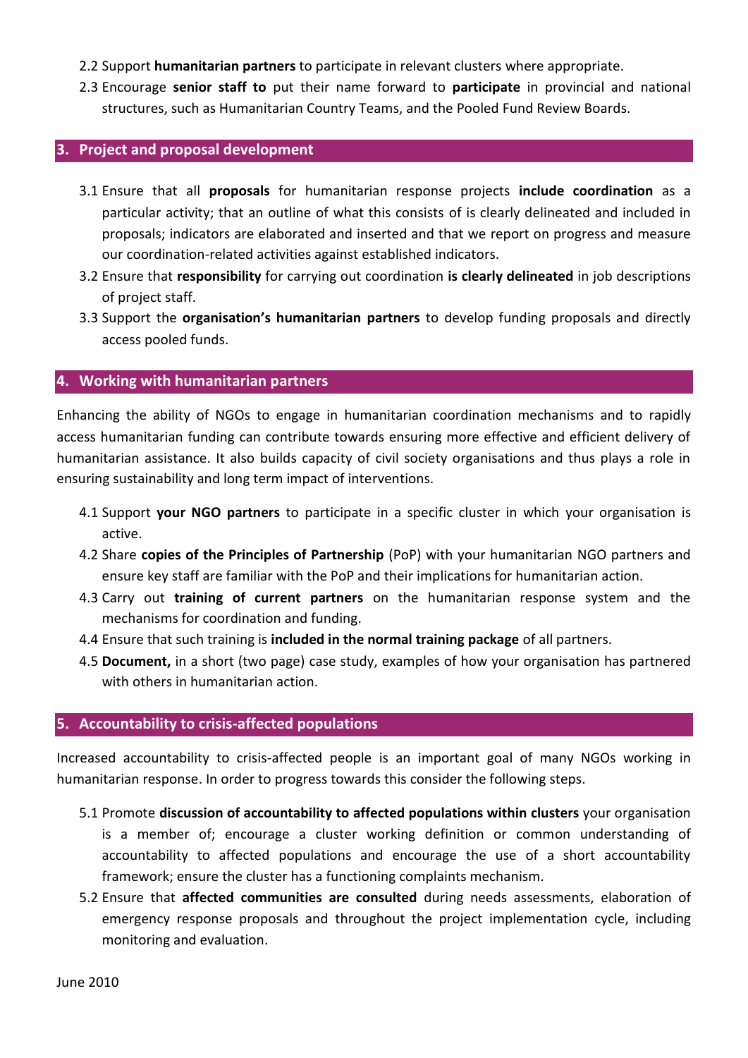2.2 Support **humanitarian partners** to participate in relevant clusters where appropriate.

2.3 Encourage **senior staff to** put their name forward to **participate** in provincial and national structures, such as Humanitarian Country Teams, and the Pooled Fund Review Boards.

## 3. Project and proposal development

3.1 Ensure that all **proposals** for humanitarian response projects **include coordination** as a particular activity; that an outline of what this consists of is clearly delineated and included in proposals; indicators are elaborated and inserted and that we report on progress and measure our coordination-related activities against established indicators.

3.2 Ensure that **responsibility** for carrying out coordination **is clearly delineated** in job descriptions of project staff.

3.3 Support the **organisation's humanitarian partners** to develop funding proposals and directly access pooled funds.

## 4. Working with humanitarian partners

Enhancing the ability of NGOs to engage in humanitarian coordination mechanisms and to rapidly access humanitarian funding can contribute towards ensuring more effective and efficient delivery of humanitarian assistance. It also builds capacity of civil society organisations and thus plays a role in ensuring sustainability and long term impact of interventions.

4.1 Support **your NGO partners** to participate in a specific cluster in which your organisation is active.

4.2 Share **copies of the Principles of Partnership** (PoP) with your humanitarian NGO partners and ensure key staff are familiar with the PoP and their implications for humanitarian action.

4.3 Carry out **training of current partners** on the humanitarian response system and the mechanisms for coordination and funding.

4.4 Ensure that such training is **included in the normal training package** of all partners.

4.5 **Document,** in a short (two page) case study, examples of how your organisation has partnered with others in humanitarian action.

## 5. Accountability to crisis-affected populations

Increased accountability to crisis-affected people is an important goal of many NGOs working in humanitarian response. In order to progress towards this consider the following steps.

5.1 Promote **discussion of accountability to affected populations within clusters** your organisation is a member of; encourage a cluster working definition or common understanding of accountability to affected populations and encourage the use of a short accountability framework; ensure the cluster has a functioning complaints mechanism.

5.2 Ensure that **affected communities are consulted** during needs assessments, elaboration of emergency response proposals and throughout the project implementation cycle, including monitoring and evaluation.

June 2010